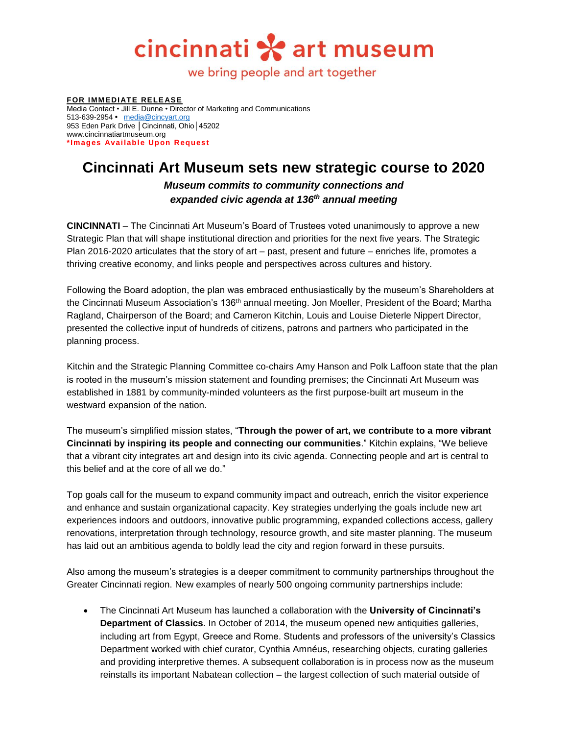cincinnati art museum

we bring people and art together

**FOR IMMEDIATE RELEASE**
Media Contact • Jill E. Dunne • Director of Marketing and Communications
513-639-2954 • media@cincyart.org
953 Eden Park Drive │Cincinnati, Ohio│45202
www.cincinnatiartmuseum.org
**\*Images Available Upon Request**

# Cincinnati Art Museum sets new strategic course to 2020

***Museum commits to community connections and expanded civic agenda at 136th annual meeting***

**CINCINNATI** – The Cincinnati Art Museum's Board of Trustees voted unanimously to approve a new Strategic Plan that will shape institutional direction and priorities for the next five years. The Strategic Plan 2016-2020 articulates that the story of art – past, present and future – enriches life, promotes a thriving creative economy, and links people and perspectives across cultures and history.

Following the Board adoption, the plan was embraced enthusiastically by the museum's Shareholders at the Cincinnati Museum Association's 136th annual meeting. Jon Moeller, President of the Board; Martha Ragland, Chairperson of the Board; and Cameron Kitchin, Louis and Louise Dieterle Nippert Director, presented the collective input of hundreds of citizens, patrons and partners who participated in the planning process.

Kitchin and the Strategic Planning Committee co-chairs Amy Hanson and Polk Laffoon state that the plan is rooted in the museum's mission statement and founding premises; the Cincinnati Art Museum was established in 1881 by community-minded volunteers as the first purpose-built art museum in the westward expansion of the nation.

The museum's simplified mission states, "**Through the power of art, we contribute to a more vibrant Cincinnati by inspiring its people and connecting our communities**." Kitchin explains, "We believe that a vibrant city integrates art and design into its civic agenda. Connecting people and art is central to this belief and at the core of all we do."

Top goals call for the museum to expand community impact and outreach, enrich the visitor experience and enhance and sustain organizational capacity. Key strategies underlying the goals include new art experiences indoors and outdoors, innovative public programming, expanded collections access, gallery renovations, interpretation through technology, resource growth, and site master planning. The museum has laid out an ambitious agenda to boldly lead the city and region forward in these pursuits.

Also among the museum's strategies is a deeper commitment to community partnerships throughout the Greater Cincinnati region. New examples of nearly 500 ongoing community partnerships include:

- The Cincinnati Art Museum has launched a collaboration with the **University of Cincinnati's Department of Classics**. In October of 2014, the museum opened new antiquities galleries, including art from Egypt, Greece and Rome. Students and professors of the university's Classics Department worked with chief curator, Cynthia Amnéus, researching objects, curating galleries and providing interpretive themes. A subsequent collaboration is in process now as the museum reinstalls its important Nabatean collection – the largest collection of such material outside of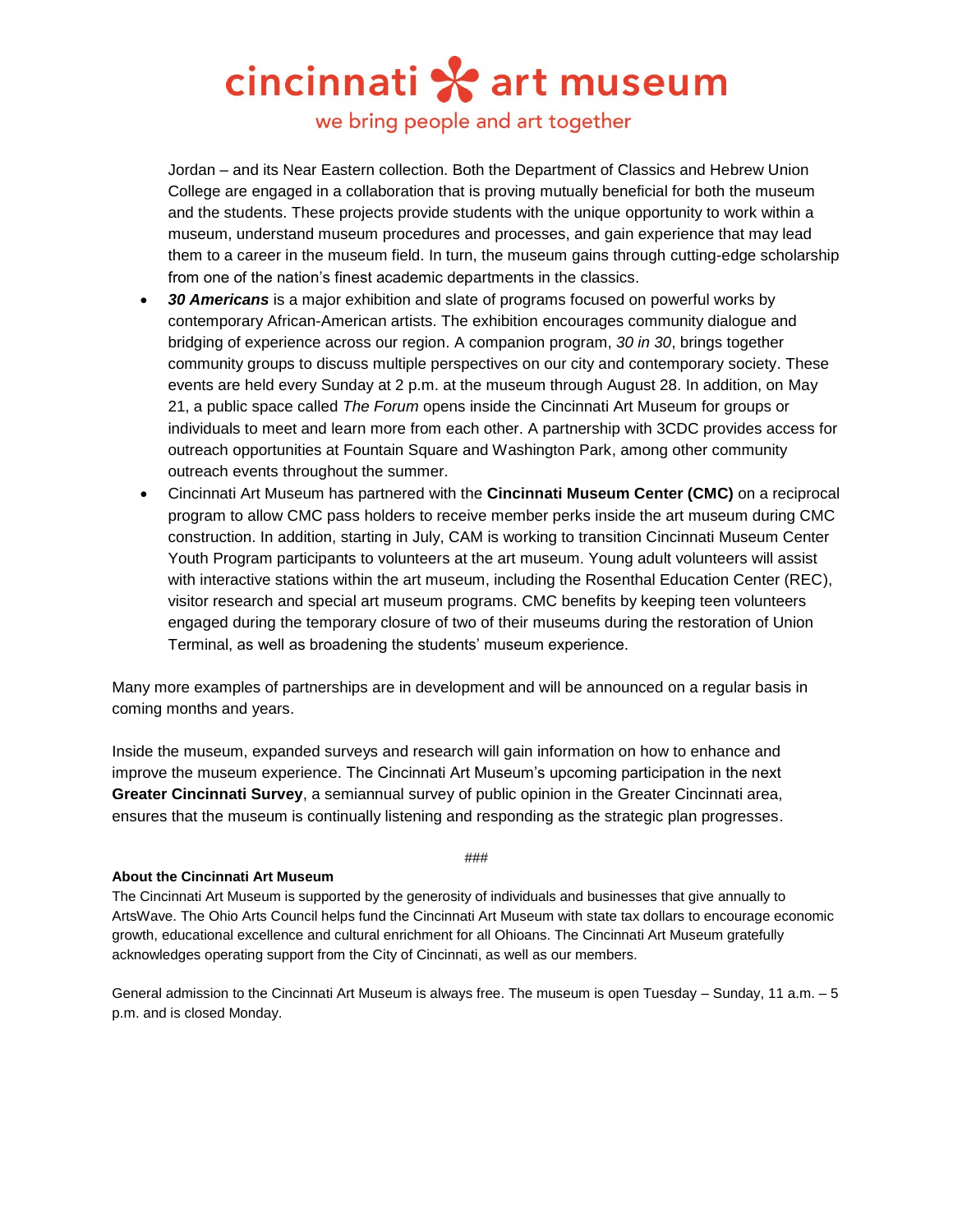Jordan – and its Near Eastern collection. Both the Department of Classics and Hebrew Union College are engaged in a collaboration that is proving mutually beneficial for both the museum and the students. These projects provide students with the unique opportunity to work within a museum, understand museum procedures and processes, and gain experience that may lead them to a career in the museum field. In turn, the museum gains through cutting-edge scholarship from one of the nation's finest academic departments in the classics.

- ***30 Americans*** is a major exhibition and slate of programs focused on powerful works by contemporary African-American artists. The exhibition encourages community dialogue and bridging of experience across our region. A companion program, *30 in 30*, brings together community groups to discuss multiple perspectives on our city and contemporary society. These events are held every Sunday at 2 p.m. at the museum through August 28. In addition, on May 21, a public space called *The Forum* opens inside the Cincinnati Art Museum for groups or individuals to meet and learn more from each other. A partnership with 3CDC provides access for outreach opportunities at Fountain Square and Washington Park, among other community outreach events throughout the summer.
- Cincinnati Art Museum has partnered with the **Cincinnati Museum Center (CMC)** on a reciprocal program to allow CMC pass holders to receive member perks inside the art museum during CMC construction. In addition, starting in July, CAM is working to transition Cincinnati Museum Center Youth Program participants to volunteers at the art museum. Young adult volunteers will assist with interactive stations within the art museum, including the Rosenthal Education Center (REC), visitor research and special art museum programs. CMC benefits by keeping teen volunteers engaged during the temporary closure of two of their museums during the restoration of Union Terminal, as well as broadening the students' museum experience.

Many more examples of partnerships are in development and will be announced on a regular basis in coming months and years.

Inside the museum, expanded surveys and research will gain information on how to enhance and improve the museum experience. The Cincinnati Art Museum's upcoming participation in the next **Greater Cincinnati Survey**, a semiannual survey of public opinion in the Greater Cincinnati area, ensures that the museum is continually listening and responding as the strategic plan progresses.

###

**About the Cincinnati Art Museum**

The Cincinnati Art Museum is supported by the generosity of individuals and businesses that give annually to ArtsWave. The Ohio Arts Council helps fund the Cincinnati Art Museum with state tax dollars to encourage economic growth, educational excellence and cultural enrichment for all Ohioans. The Cincinnati Art Museum gratefully acknowledges operating support from the City of Cincinnati, as well as our members.

General admission to the Cincinnati Art Museum is always free. The museum is open Tuesday – Sunday, 11 a.m. – 5 p.m. and is closed Monday.